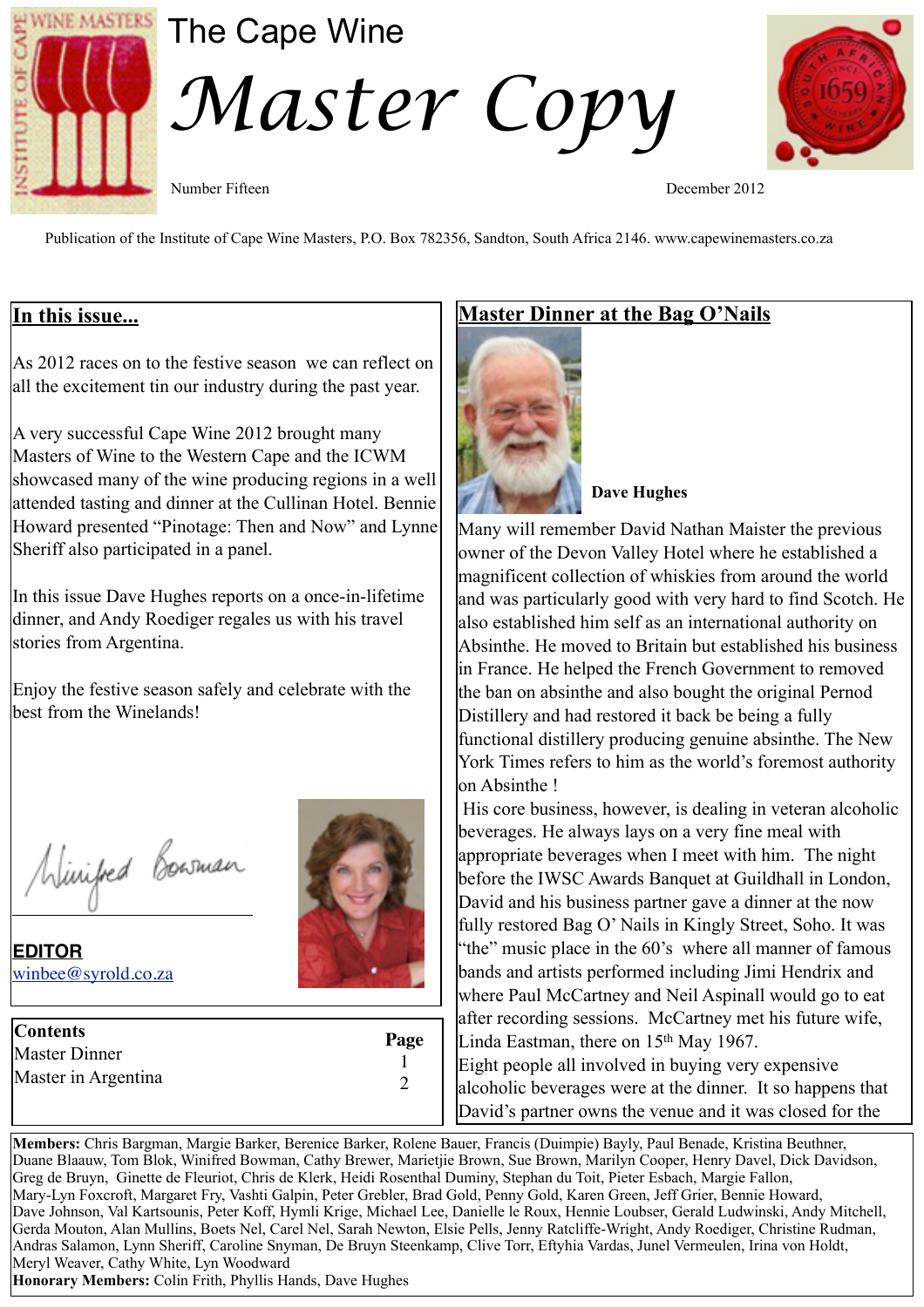# The Cape Wine Master Copy

Number Fifteen

December 2012

Publication of the Institute of Cape Wine Masters, P.O. Box 782356, Sandton, South Africa 2146. www.capewinemasters.co.za

## In this issue...

As 2012 races on to the festive season we can reflect on all the excitement tin our industry during the past year.

A very successful Cape Wine 2012 brought many Masters of Wine to the Western Cape and the ICWM showcased many of the wine producing regions in a well attended tasting and dinner at the Cullinan Hotel. Bennie Howard presented "Pinotage: Then and Now" and Lynne Sheriff also participated in a panel.

In this issue Dave Hughes reports on a once-in-lifetime dinner, and Andy Roediger regales us with his travel stories from Argentina.

Enjoy the festive season safely and celebrate with the best from the Winelands!

Winifred Bowman

**EDITOR**
winbee@syrold.co.za

| Contents | Page |
|---|---|
| Master Dinner | 1 |
| Master in Argentina | 2 |

## Master Dinner at the Bag O'Nails

**Dave Hughes**

Many will remember David Nathan Maister the previous owner of the Devon Valley Hotel where he established a magnificent collection of whiskies from around the world and was particularly good with very hard to find Scotch. He also established him self as an international authority on Absinthe. He moved to Britain but established his business in France. He helped the French Government to removed the ban on absinthe and also bought the original Pernod Distillery and had restored it back be being a fully functional distillery producing genuine absinthe. The New York Times refers to him as the world's foremost authority on Absinthe !

His core business, however, is dealing in veteran alcoholic beverages. He always lays on a very fine meal with appropriate beverages when I meet with him. The night before the IWSC Awards Banquet at Guildhall in London, David and his business partner gave a dinner at the now fully restored Bag O' Nails in Kingly Street, Soho. It was "the" music place in the 60's where all manner of famous bands and artists performed including Jimi Hendrix and where Paul McCartney and Neil Aspinall would go to eat after recording sessions. McCartney met his future wife, Linda Eastman, there on 15th May 1967.

Eight people all involved in buying very expensive alcoholic beverages were at the dinner. It so happens that David's partner owns the venue and it was closed for the

**Members:** Chris Bargman, Margie Barker, Berenice Barker, Rolene Bauer, Francis (Duimpie) Bayly, Paul Benade, Kristina Beuthner, Duane Blaauw, Tom Blok, Winifred Bowman, Cathy Brewer, Marietjie Brown, Sue Brown, Marilyn Cooper, Henry Davel, Dick Davidson, Greg de Bruyn, Ginette de Fleuriot, Chris de Klerk, Heidi Rosenthal Duminy, Stephan du Toit, Pieter Esbach, Margie Fallon, Mary-Lyn Foxcroft, Margaret Fry, Vashti Galpin, Peter Grebler, Brad Gold, Penny Gold, Karen Green, Jeff Grier, Bennie Howard, Dave Johnson, Val Kartsounis, Peter Koff, Hymli Krige, Michael Lee, Danielle le Roux, Hennie Loubser, Gerald Ludwinski, Andy Mitchell, Gerda Mouton, Alan Mullins, Boets Nel, Carel Nel, Sarah Newton, Elsie Pells, Jenny Ratcliffe-Wright, Andy Roediger, Christine Rudman, Andras Salamon, Lynn Sheriff, Caroline Snyman, De Bruyn Steenkamp, Clive Torr, Eftyhia Vardas, Junel Vermeulen, Irina von Holdt, Meryl Weaver, Cathy White, Lyn Woodward
**Honorary Members:** Colin Frith, Phyllis Hands, Dave Hughes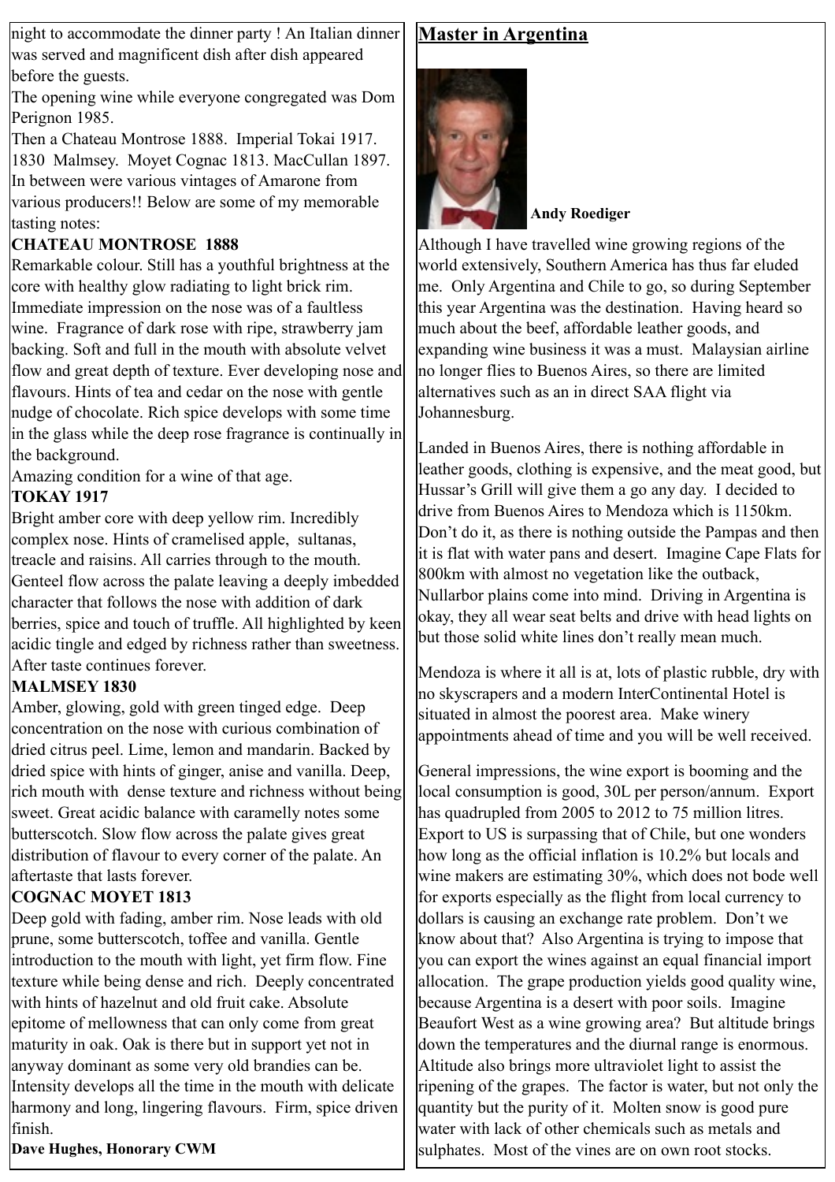night to accommodate the dinner party ! An Italian dinner was served and magnificent dish after dish appeared before the guests.

The opening wine while everyone congregated was Dom Perignon 1985.

Then a Chateau Montrose 1888. Imperial Tokai 1917. 1830 Malmsey. Moyet Cognac 1813. MacCullan 1897. In between were various vintages of Amarone from various producers!! Below are some of my memorable tasting notes:

**CHATEAU MONTROSE 1888**

Remarkable colour. Still has a youthful brightness at the core with healthy glow radiating to light brick rim. Immediate impression on the nose was of a faultless wine. Fragrance of dark rose with ripe, strawberry jam backing. Soft and full in the mouth with absolute velvet flow and great depth of texture. Ever developing nose and flavours. Hints of tea and cedar on the nose with gentle nudge of chocolate. Rich spice develops with some time in the glass while the deep rose fragrance is continually in the background.

Amazing condition for a wine of that age.

**TOKAY 1917**

Bright amber core with deep yellow rim. Incredibly complex nose. Hints of cramelised apple, sultanas, treacle and raisins. All carries through to the mouth. Genteel flow across the palate leaving a deeply imbedded character that follows the nose with addition of dark berries, spice and touch of truffle. All highlighted by keen acidic tingle and edged by richness rather than sweetness. After taste continues forever.

**MALMSEY 1830**

Amber, glowing, gold with green tinged edge. Deep concentration on the nose with curious combination of dried citrus peel. Lime, lemon and mandarin. Backed by dried spice with hints of ginger, anise and vanilla. Deep, rich mouth with dense texture and richness without being sweet. Great acidic balance with caramelly notes some butterscotch. Slow flow across the palate gives great distribution of flavour to every corner of the palate. An aftertaste that lasts forever.

**COGNAC MOYET 1813**

Deep gold with fading, amber rim. Nose leads with old prune, some butterscotch, toffee and vanilla. Gentle introduction to the mouth with light, yet firm flow. Fine texture while being dense and rich. Deeply concentrated with hints of hazelnut and old fruit cake. Absolute epitome of mellowness that can only come from great maturity in oak. Oak is there but in support yet not in anyway dominant as some very old brandies can be. Intensity develops all the time in the mouth with delicate harmony and long, lingering flavours. Firm, spice driven finish.

**Dave Hughes, Honorary CWM**

## Master in Argentina

**Andy Roediger**

Although I have travelled wine growing regions of the world extensively, Southern America has thus far eluded me. Only Argentina and Chile to go, so during September this year Argentina was the destination. Having heard so much about the beef, affordable leather goods, and expanding wine business it was a must. Malaysian airline no longer flies to Buenos Aires, so there are limited alternatives such as an in direct SAA flight via Johannesburg.

Landed in Buenos Aires, there is nothing affordable in leather goods, clothing is expensive, and the meat good, but Hussar's Grill will give them a go any day. I decided to drive from Buenos Aires to Mendoza which is 1150km. Don't do it, as there is nothing outside the Pampas and then it is flat with water pans and desert. Imagine Cape Flats for 800km with almost no vegetation like the outback, Nullarbor plains come into mind. Driving in Argentina is okay, they all wear seat belts and drive with head lights on but those solid white lines don't really mean much.

Mendoza is where it all is at, lots of plastic rubble, dry with no skyscrapers and a modern InterContinental Hotel is situated in almost the poorest area. Make winery appointments ahead of time and you will be well received.

General impressions, the wine export is booming and the local consumption is good, 30L per person/annum. Export has quadrupled from 2005 to 2012 to 75 million litres. Export to US is surpassing that of Chile, but one wonders how long as the official inflation is 10.2% but locals and wine makers are estimating 30%, which does not bode well for exports especially as the flight from local currency to dollars is causing an exchange rate problem. Don't we know about that? Also Argentina is trying to impose that you can export the wines against an equal financial import allocation. The grape production yields good quality wine, because Argentina is a desert with poor soils. Imagine Beaufort West as a wine growing area? But altitude brings down the temperatures and the diurnal range is enormous. Altitude also brings more ultraviolet light to assist the ripening of the grapes. The factor is water, but not only the quantity but the purity of it. Molten snow is good pure water with lack of other chemicals such as metals and sulphates. Most of the vines are on own root stocks.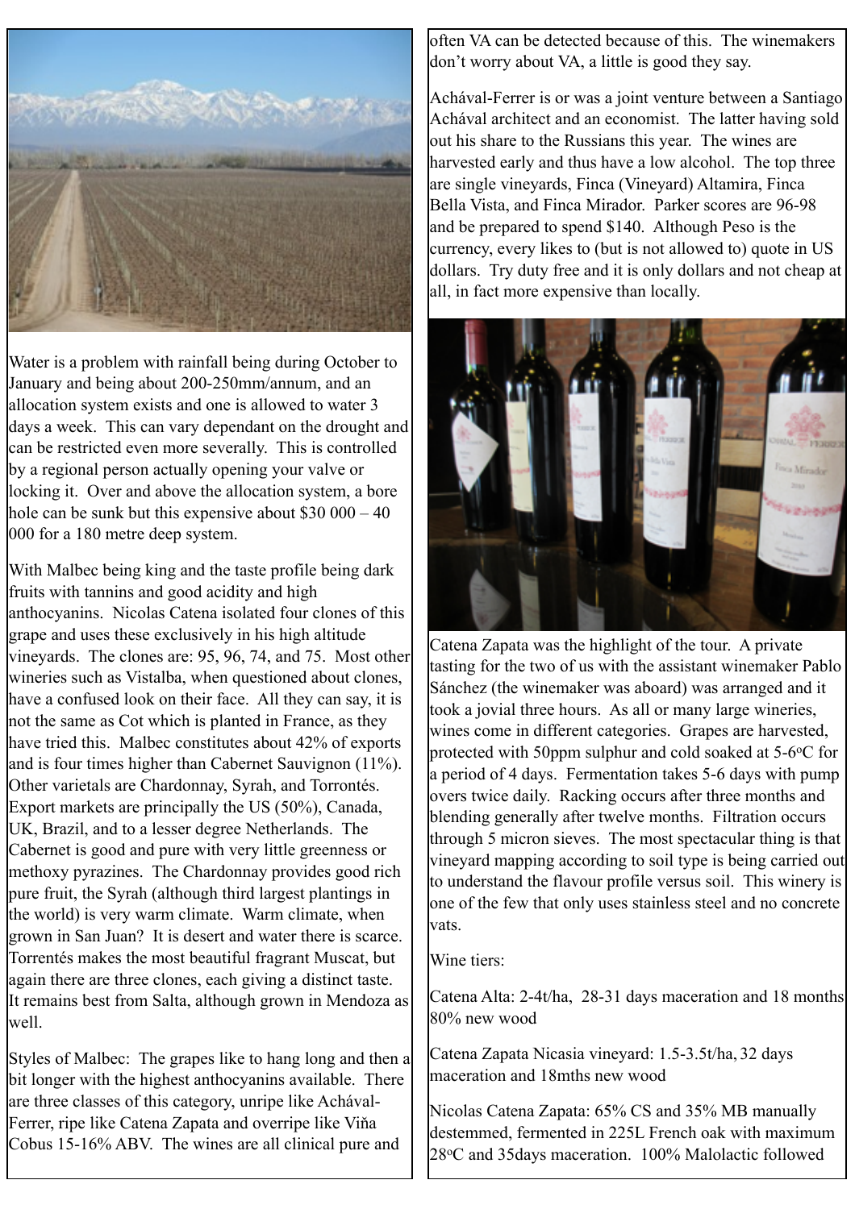Water is a problem with rainfall being during October to January and being about 200-250mm/annum, and an allocation system exists and one is allowed to water 3 days a week. This can vary dependant on the drought and can be restricted even more severally. This is controlled by a regional person actually opening your valve or locking it. Over and above the allocation system, a bore hole can be sunk but this expensive about $30 000 – 40 000 for a 180 metre deep system.

With Malbec being king and the taste profile being dark fruits with tannins and good acidity and high anthocyanins. Nicolas Catena isolated four clones of this grape and uses these exclusively in his high altitude vineyards. The clones are: 95, 96, 74, and 75. Most other wineries such as Vistalba, when questioned about clones, have a confused look on their face. All they can say, it is not the same as Cot which is planted in France, as they have tried this. Malbec constitutes about 42% of exports and is four times higher than Cabernet Sauvignon (11%). Other varietals are Chardonnay, Syrah, and Torrontés. Export markets are principally the US (50%), Canada, UK, Brazil, and to a lesser degree Netherlands. The Cabernet is good and pure with very little greenness or methoxy pyrazines. The Chardonnay provides good rich pure fruit, the Syrah (although third largest plantings in the world) is very warm climate. Warm climate, when grown in San Juan? It is desert and water there is scarce. Torrentés makes the most beautiful fragrant Muscat, but again there are three clones, each giving a distinct taste. It remains best from Salta, although grown in Mendoza as well.

Styles of Malbec: The grapes like to hang long and then a bit longer with the highest anthocyanins available. There are three classes of this category, unripe like Achával-Ferrer, ripe like Catena Zapata and overripe like Viňa Cobus 15-16% ABV. The wines are all clinical pure and often VA can be detected because of this. The winemakers don't worry about VA, a little is good they say.

Achával-Ferrer is or was a joint venture between a Santiago Achával architect and an economist. The latter having sold out his share to the Russians this year. The wines are harvested early and thus have a low alcohol. The top three are single vineyards, Finca (Vineyard) Altamira, Finca Bella Vista, and Finca Mirador. Parker scores are 96-98 and be prepared to spend $140. Although Peso is the currency, every likes to (but is not allowed to) quote in US dollars. Try duty free and it is only dollars and not cheap at all, in fact more expensive than locally.

Catena Zapata was the highlight of the tour. A private tasting for the two of us with the assistant winemaker Pablo Sánchez (the winemaker was aboard) was arranged and it took a jovial three hours. As all or many large wineries, wines come in different categories. Grapes are harvested, protected with 50ppm sulphur and cold soaked at 5-6$^{o}$C for a period of 4 days. Fermentation takes 5-6 days with pump overs twice daily. Racking occurs after three months and blending generally after twelve months. Filtration occurs through 5 micron sieves. The most spectacular thing is that vineyard mapping according to soil type is being carried out to understand the flavour profile versus soil. This winery is one of the few that only uses stainless steel and no concrete vats.

Wine tiers:

Catena Alta: 2-4t/ha, 28-31 days maceration and 18 months 80% new wood

Catena Zapata Nicasia vineyard: 1.5-3.5t/ha, 32 days maceration and 18mths new wood

Nicolas Catena Zapata: 65% CS and 35% MB manually destemmed, fermented in 225L French oak with maximum 28$^{o}$C and 35days maceration. 100% Malolactic followed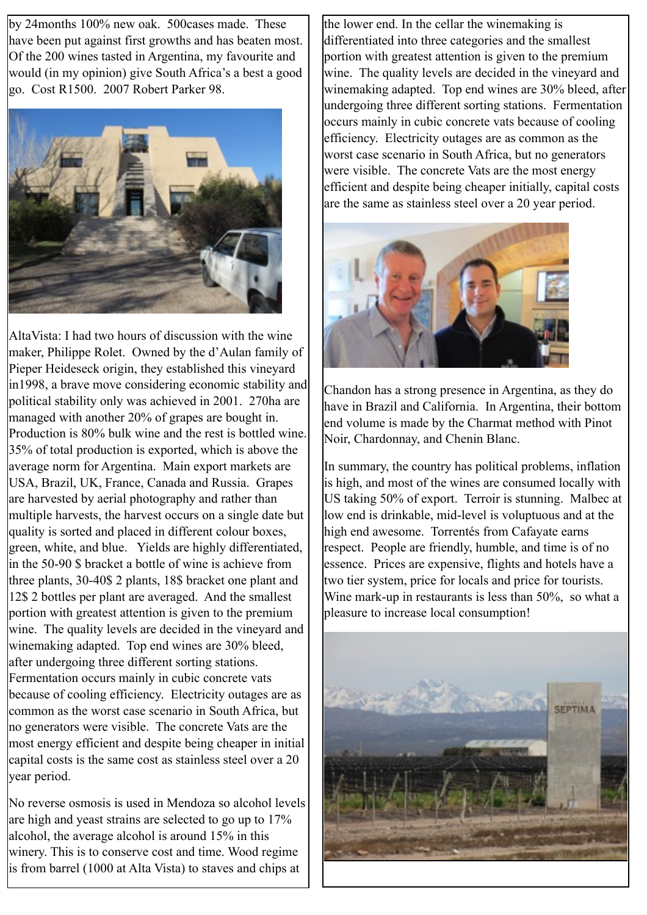by 24months 100% new oak. 500cases made. These have been put against first growths and has beaten most. Of the 200 wines tasted in Argentina, my favourite and would (in my opinion) give South Africa's a best a good go. Cost R1500. 2007 Robert Parker 98.

AltaVista: I had two hours of discussion with the wine maker, Philippe Rolet. Owned by the d'Aulan family of Pieper Heideseck origin, they established this vineyard in1998, a brave move considering economic stability and political stability only was achieved in 2001. 270ha are managed with another 20% of grapes are bought in. Production is 80% bulk wine and the rest is bottled wine. 35% of total production is exported, which is above the average norm for Argentina. Main export markets are USA, Brazil, UK, France, Canada and Russia. Grapes are harvested by aerial photography and rather than multiple harvests, the harvest occurs on a single date but quality is sorted and placed in different colour boxes, green, white, and blue. Yields are highly differentiated, in the 50-90 $ bracket a bottle of wine is achieve from three plants, 30-40$ 2 plants, 18$ bracket one plant and 12$ 2 bottles per plant are averaged. And the smallest portion with greatest attention is given to the premium wine. The quality levels are decided in the vineyard and winemaking adapted. Top end wines are 30% bleed, after undergoing three different sorting stations. Fermentation occurs mainly in cubic concrete vats because of cooling efficiency. Electricity outages are as common as the worst case scenario in South Africa, but no generators were visible. The concrete Vats are the most energy efficient and despite being cheaper in initial capital costs is the same cost as stainless steel over a 20 year period.

No reverse osmosis is used in Mendoza so alcohol levels are high and yeast strains are selected to go up to 17% alcohol, the average alcohol is around 15% in this winery. This is to conserve cost and time. Wood regime is from barrel (1000 at Alta Vista) to staves and chips at the lower end. In the cellar the winemaking is differentiated into three categories and the smallest portion with greatest attention is given to the premium wine. The quality levels are decided in the vineyard and winemaking adapted. Top end wines are 30% bleed, after undergoing three different sorting stations. Fermentation occurs mainly in cubic concrete vats because of cooling efficiency. Electricity outages are as common as the worst case scenario in South Africa, but no generators were visible. The concrete Vats are the most energy efficient and despite being cheaper initially, capital costs are the same as stainless steel over a 20 year period.

Chandon has a strong presence in Argentina, as they do have in Brazil and California. In Argentina, their bottom end volume is made by the Charmat method with Pinot Noir, Chardonnay, and Chenin Blanc.

In summary, the country has political problems, inflation is high, and most of the wines are consumed locally with US taking 50% of export. Terroir is stunning. Malbec at low end is drinkable, mid-level is voluptuous and at the high end awesome. Torrentés from Cafayate earns respect. People are friendly, humble, and time is of no essence. Prices are expensive, flights and hotels have a two tier system, price for locals and price for tourists. Wine mark-up in restaurants is less than 50%, so what a pleasure to increase local consumption!